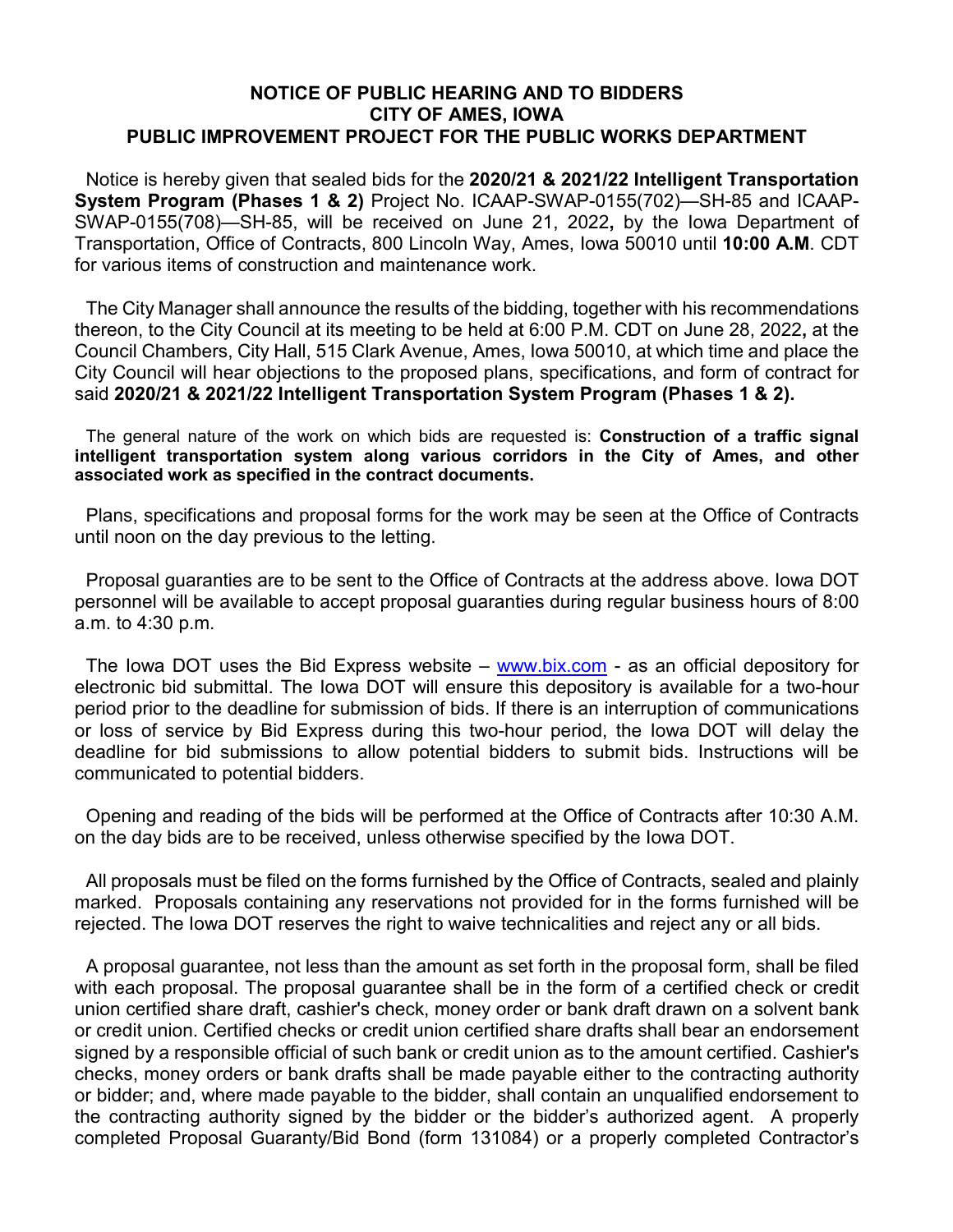**NOTICE OF PUBLIC HEARING AND TO BIDDERS**
**CITY OF AMES, IOWA**
**PUBLIC IMPROVEMENT PROJECT FOR THE PUBLIC WORKS DEPARTMENT**

Notice is hereby given that sealed bids for the **2020/21 & 2021/22 Intelligent Transportation System Program (Phases 1 & 2)** Project No. ICAAP-SWAP-0155(702)—SH-85 and ICAAP-SWAP-0155(708)—SH-85, will be received on June 21, 2022**,** by the Iowa Department of Transportation, Office of Contracts, 800 Lincoln Way, Ames, Iowa 50010 until **10:00 A.M**. CDT for various items of construction and maintenance work.

The City Manager shall announce the results of the bidding, together with his recommendations thereon, to the City Council at its meeting to be held at 6:00 P.M. CDT on June 28, 2022**,** at the Council Chambers, City Hall, 515 Clark Avenue, Ames, Iowa 50010, at which time and place the City Council will hear objections to the proposed plans, specifications, and form of contract for said **2020/21 & 2021/22 Intelligent Transportation System Program (Phases 1 & 2).**

The general nature of the work on which bids are requested is: **Construction of a traffic signal intelligent transportation system along various corridors in the City of Ames, and other associated work as specified in the contract documents.**

Plans, specifications and proposal forms for the work may be seen at the Office of Contracts until noon on the day previous to the letting.

Proposal guaranties are to be sent to the Office of Contracts at the address above. Iowa DOT personnel will be available to accept proposal guaranties during regular business hours of 8:00 a.m. to 4:30 p.m.

The Iowa DOT uses the Bid Express website – www.bix.com - as an official depository for electronic bid submittal. The Iowa DOT will ensure this depository is available for a two-hour period prior to the deadline for submission of bids. If there is an interruption of communications or loss of service by Bid Express during this two-hour period, the Iowa DOT will delay the deadline for bid submissions to allow potential bidders to submit bids. Instructions will be communicated to potential bidders.

Opening and reading of the bids will be performed at the Office of Contracts after 10:30 A.M. on the day bids are to be received, unless otherwise specified by the Iowa DOT.

All proposals must be filed on the forms furnished by the Office of Contracts, sealed and plainly marked. Proposals containing any reservations not provided for in the forms furnished will be rejected. The Iowa DOT reserves the right to waive technicalities and reject any or all bids.

A proposal guarantee, not less than the amount as set forth in the proposal form, shall be filed with each proposal. The proposal guarantee shall be in the form of a certified check or credit union certified share draft, cashier's check, money order or bank draft drawn on a solvent bank or credit union. Certified checks or credit union certified share drafts shall bear an endorsement signed by a responsible official of such bank or credit union as to the amount certified. Cashier's checks, money orders or bank drafts shall be made payable either to the contracting authority or bidder; and, where made payable to the bidder, shall contain an unqualified endorsement to the contracting authority signed by the bidder or the bidder's authorized agent. A properly completed Proposal Guaranty/Bid Bond (form 131084) or a properly completed Contractor's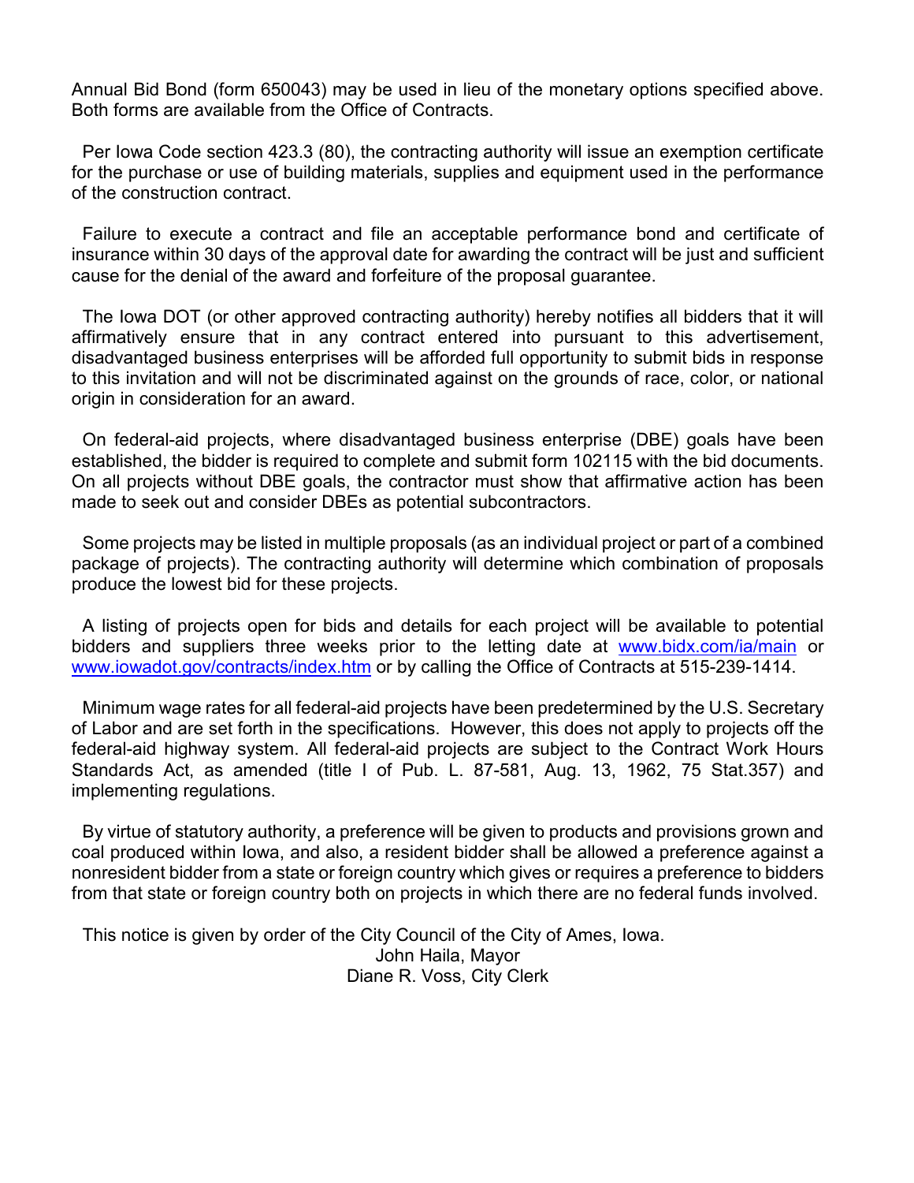Annual Bid Bond (form 650043) may be used in lieu of the monetary options specified above. Both forms are available from the Office of Contracts.

Per Iowa Code section 423.3 (80), the contracting authority will issue an exemption certificate for the purchase or use of building materials, supplies and equipment used in the performance of the construction contract.

Failure to execute a contract and file an acceptable performance bond and certificate of insurance within 30 days of the approval date for awarding the contract will be just and sufficient cause for the denial of the award and forfeiture of the proposal guarantee.

The Iowa DOT (or other approved contracting authority) hereby notifies all bidders that it will affirmatively ensure that in any contract entered into pursuant to this advertisement, disadvantaged business enterprises will be afforded full opportunity to submit bids in response to this invitation and will not be discriminated against on the grounds of race, color, or national origin in consideration for an award.

On federal-aid projects, where disadvantaged business enterprise (DBE) goals have been established, the bidder is required to complete and submit form 102115 with the bid documents. On all projects without DBE goals, the contractor must show that affirmative action has been made to seek out and consider DBEs as potential subcontractors.

Some projects may be listed in multiple proposals (as an individual project or part of a combined package of projects). The contracting authority will determine which combination of proposals produce the lowest bid for these projects.

A listing of projects open for bids and details for each project will be available to potential bidders and suppliers three weeks prior to the letting date at www.bidx.com/ia/main or www.iowadot.gov/contracts/index.htm or by calling the Office of Contracts at 515-239-1414.

Minimum wage rates for all federal-aid projects have been predetermined by the U.S. Secretary of Labor and are set forth in the specifications. However, this does not apply to projects off the federal-aid highway system. All federal-aid projects are subject to the Contract Work Hours Standards Act, as amended (title I of Pub. L. 87-581, Aug. 13, 1962, 75 Stat.357) and implementing regulations.

By virtue of statutory authority, a preference will be given to products and provisions grown and coal produced within Iowa, and also, a resident bidder shall be allowed a preference against a nonresident bidder from a state or foreign country which gives or requires a preference to bidders from that state or foreign country both on projects in which there are no federal funds involved.

This notice is given by order of the City Council of the City of Ames, Iowa.

John Haila, Mayor
Diane R. Voss, City Clerk